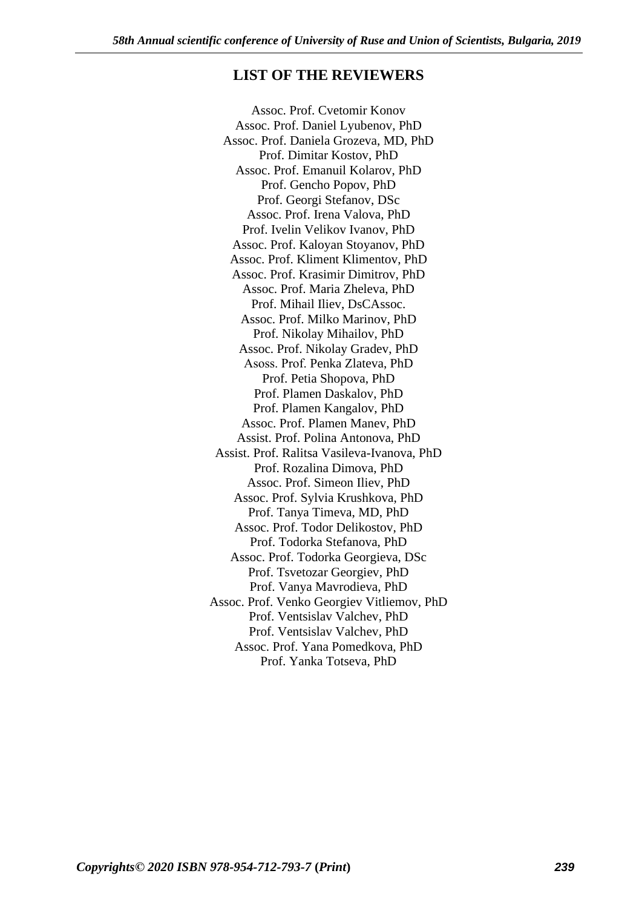## LIST OF THE REVIEWERS

Assoc. Prof. Cvetomir Konov
Assoc. Prof. Daniel Lyubenov, PhD
Assoc. Prof. Daniela Grozeva, MD, PhD
Prof. Dimitar Kostov, PhD
Assoc. Prof. Emanuil Kolarov, PhD
Prof. Gencho Popov, PhD
Prof. Georgi Stefanov, DSc
Assoc. Prof. Irena Valova, PhD
Prof. Ivelin Velikov Ivanov, PhD
Assoc. Prof. Kaloyan Stoyanov, PhD
Assoc. Prof. Kliment Klimentov, PhD
Assoc. Prof. Krasimir Dimitrov, PhD
Assoc. Prof. Maria Zheleva, PhD
Prof. Mihail Iliev, DsCAssoc.
Assoc. Prof. Milko Marinov, PhD
Prof. Nikolay Mihailov, PhD
Assoc. Prof. Nikolay Gradev, PhD
Asoss. Prof. Penka Zlateva, PhD
Prof. Petia Shopova, PhD
Prof. Plamen Daskalov, PhD
Prof. Plamen Kangalov, PhD
Assoc. Prof. Plamen Manev, PhD
Assist. Prof. Polina Antonova, PhD
Assist. Prof. Ralitsa Vasileva-Ivanova, PhD
Prof. Rozalina Dimova, PhD
Assoc. Prof. Simeon Iliev, PhD
Assoc. Prof. Sylvia Krushkova, PhD
Prof. Tanya Timeva, MD, PhD
Assoc. Prof. Todor Delikostov, PhD
Prof. Todorka Stefanova, PhD
Assoc. Prof. Todorka Georgieva, DSc
Prof. Tsvetozar Georgiev, PhD
Prof. Vanya Mavrodieva, PhD
Assoc. Prof. Venko Georgiev Vitliemov, PhD
Prof. Ventsislav Valchev, PhD
Prof. Ventsislav Valchev, PhD
Assoc. Prof. Yana Pomedkova, PhD
Prof. Yanka Totseva, PhD

***Copyrights© 2020 ISBN 978-954-712-793-7 (Print)***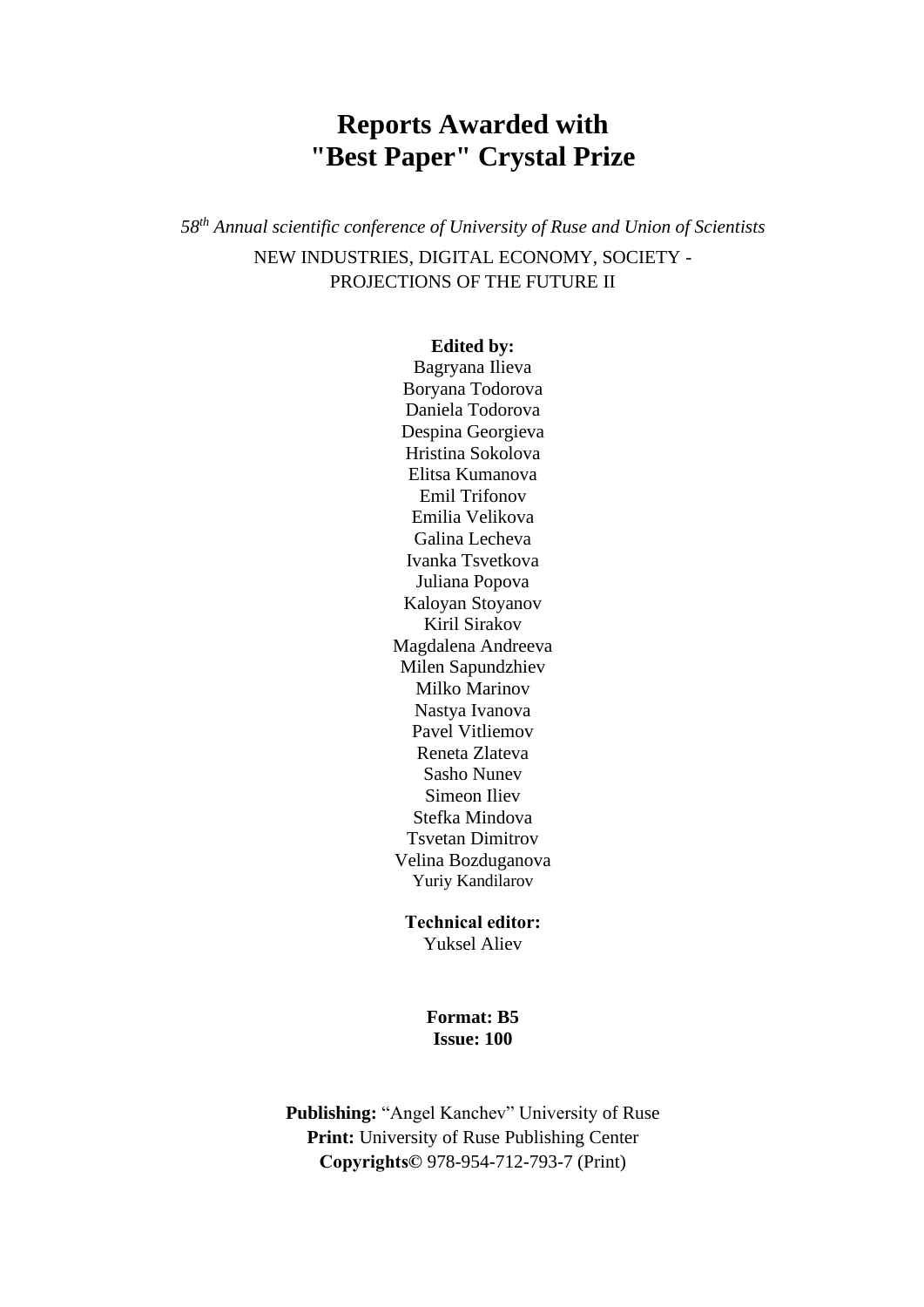# Reports Awarded with "Best Paper" Crystal Prize

*58th Annual scientific conference of University of Ruse and Union of Scientists*

NEW INDUSTRIES, DIGITAL ECONOMY, SOCIETY - PROJECTIONS OF THE FUTURE II

**Edited by:**

Bagryana Ilieva
Boryana Todorova
Daniela Todorova
Despina Georgieva
Hristina Sokolova
Elitsa Kumanova
Emil Trifonov
Emilia Velikova
Galina Lecheva
Ivanka Tsvetkova
Juliana Popova
Kaloyan Stoyanov
Kiril Sirakov
Magdalena Andreeva
Milen Sapundzhiev
Milko Marinov
Nastya Ivanova
Pavel Vitliemov
Reneta Zlateva
Sasho Nunev
Simeon Iliev
Stefka Mindova
Tsvetan Dimitrov
Velina Bozduganova
Yuriy Kandilarov

**Technical editor:**

Yuksel Aliev

**Format: B5**
**Issue: 100**

**Publishing:** "Angel Kanchev" University of Ruse
**Print:** University of Ruse Publishing Center
**Copyrights©** 978-954-712-793-7 (Print)